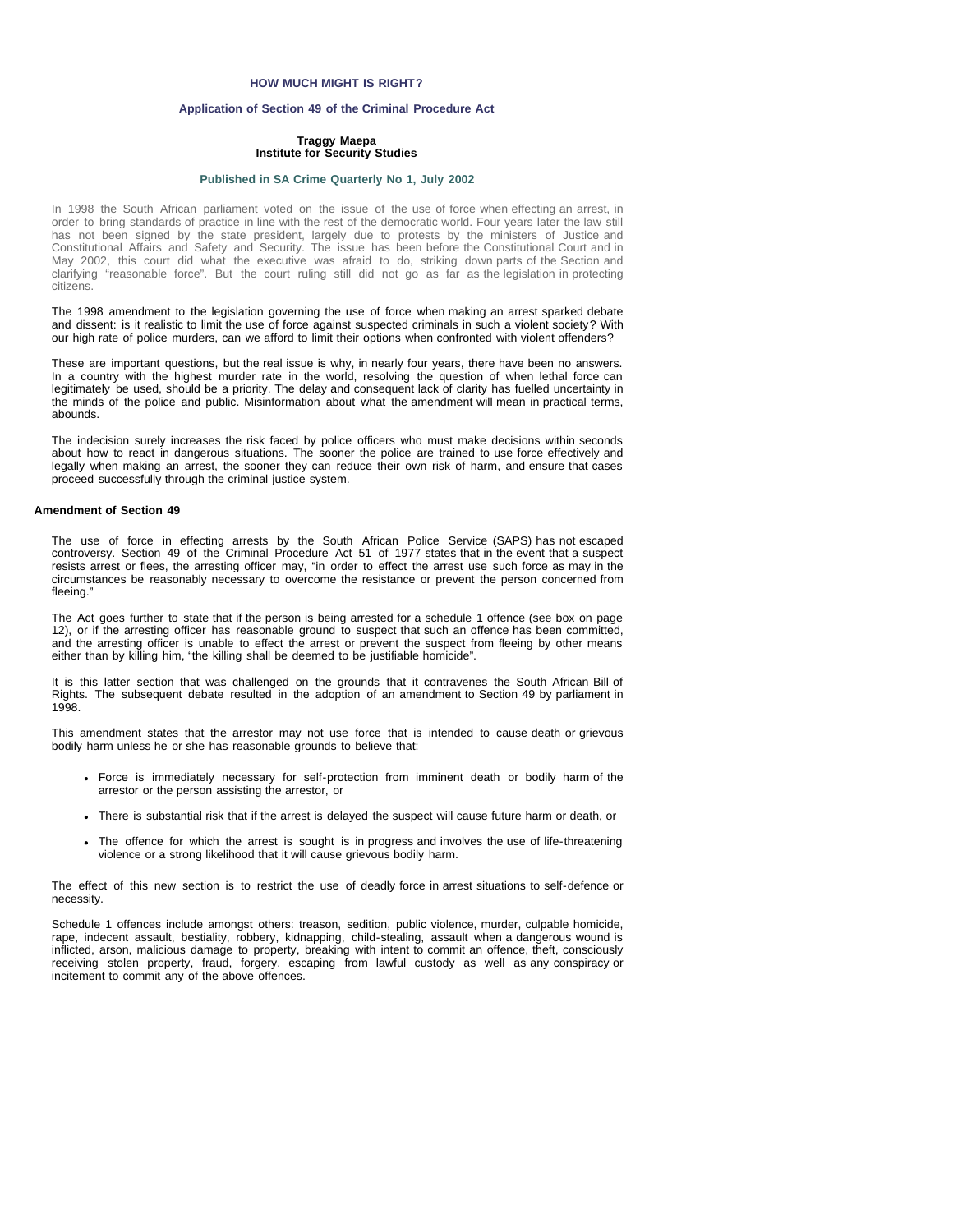# HOW MUCH MIGHT IS RIGHT?

## Application of Section 49 of the Criminal Procedure Act

**Traggy Maepa**
**Institute for Security Studies**

**Published in SA Crime Quarterly No 1, July 2002**

In 1998 the South African parliament voted on the issue of the use of force when effecting an arrest, in order to bring standards of practice in line with the rest of the democratic world. Four years later the law still has not been signed by the state president, largely due to protests by the ministers of Justice and Constitutional Affairs and Safety and Security. The issue has been before the Constitutional Court and in May 2002, this court did what the executive was afraid to do, striking down parts of the Section and clarifying "reasonable force". But the court ruling still did not go as far as the legislation in protecting citizens.

The 1998 amendment to the legislation governing the use of force when making an arrest sparked debate and dissent: is it realistic to limit the use of force against suspected criminals in such a violent society? With our high rate of police murders, can we afford to limit their options when confronted with violent offenders?

These are important questions, but the real issue is why, in nearly four years, there have been no answers. In a country with the highest murder rate in the world, resolving the question of when lethal force can legitimately be used, should be a priority. The delay and consequent lack of clarity has fuelled uncertainty in the minds of the police and public. Misinformation about what the amendment will mean in practical terms, abounds.

The indecision surely increases the risk faced by police officers who must make decisions within seconds about how to react in dangerous situations. The sooner the police are trained to use force effectively and legally when making an arrest, the sooner they can reduce their own risk of harm, and ensure that cases proceed successfully through the criminal justice system.

### Amendment of Section 49

The use of force in effecting arrests by the South African Police Service (SAPS) has not escaped controversy. Section 49 of the Criminal Procedure Act 51 of 1977 states that in the event that a suspect resists arrest or flees, the arresting officer may, "in order to effect the arrest use such force as may in the circumstances be reasonably necessary to overcome the resistance or prevent the person concerned from fleeing."

The Act goes further to state that if the person is being arrested for a schedule 1 offence (see box on page 12), or if the arresting officer has reasonable ground to suspect that such an offence has been committed, and the arresting officer is unable to effect the arrest or prevent the suspect from fleeing by other means either than by killing him, "the killing shall be deemed to be justifiable homicide".

It is this latter section that was challenged on the grounds that it contravenes the South African Bill of Rights. The subsequent debate resulted in the adoption of an amendment to Section 49 by parliament in 1998.

This amendment states that the arrestor may not use force that is intended to cause death or grievous bodily harm unless he or she has reasonable grounds to believe that:

- Force is immediately necessary for self-protection from imminent death or bodily harm of the arrestor or the person assisting the arrestor, or
- There is substantial risk that if the arrest is delayed the suspect will cause future harm or death, or
- The offence for which the arrest is sought is in progress and involves the use of life-threatening violence or a strong likelihood that it will cause grievous bodily harm.

The effect of this new section is to restrict the use of deadly force in arrest situations to self-defence or necessity.

Schedule 1 offences include amongst others: treason, sedition, public violence, murder, culpable homicide, rape, indecent assault, bestiality, robbery, kidnapping, child-stealing, assault when a dangerous wound is inflicted, arson, malicious damage to property, breaking with intent to commit an offence, theft, consciously receiving stolen property, fraud, forgery, escaping from lawful custody as well as any conspiracy or incitement to commit any of the above offences.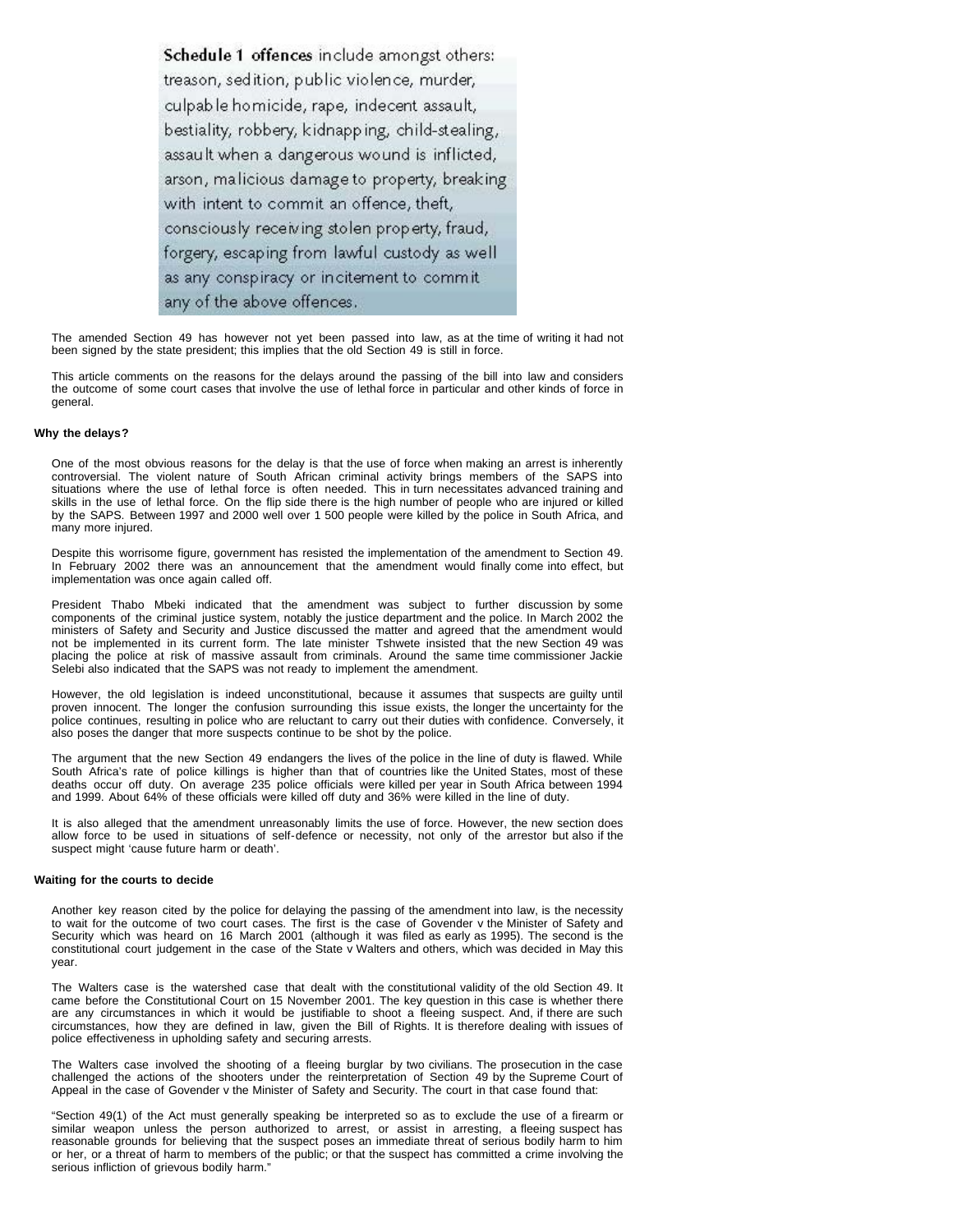**Schedule 1 offences** include amongst others: treason, sedition, public violence, murder, culpable homicide, rape, indecent assault, bestiality, robbery, kidnapping, child-stealing, assault when a dangerous wound is inflicted, arson, malicious damage to property, breaking with intent to commit an offence, theft, consciously receiving stolen property, fraud, forgery, escaping from lawful custody as well as any conspiracy or incitement to commit any of the above offences.

The amended Section 49 has however not yet been passed into law, as at the time of writing it had not been signed by the state president; this implies that the old Section 49 is still in force.

This article comments on the reasons for the delays around the passing of the bill into law and considers the outcome of some court cases that involve the use of lethal force in particular and other kinds of force in general.

### Why the delays?

One of the most obvious reasons for the delay is that the use of force when making an arrest is inherently controversial. The violent nature of South African criminal activity brings members of the SAPS into situations where the use of lethal force is often needed. This in turn necessitates advanced training and skills in the use of lethal force. On the flip side there is the high number of people who are injured or killed by the SAPS. Between 1997 and 2000 well over 1 500 people were killed by the police in South Africa, and many more injured.

Despite this worrisome figure, government has resisted the implementation of the amendment to Section 49. In February 2002 there was an announcement that the amendment would finally come into effect, but implementation was once again called off.

President Thabo Mbeki indicated that the amendment was subject to further discussion by some components of the criminal justice system, notably the justice department and the police. In March 2002 the ministers of Safety and Security and Justice discussed the matter and agreed that the amendment would not be implemented in its current form. The late minister Tshwete insisted that the new Section 49 was placing the police at risk of massive assault from criminals. Around the same time commissioner Jackie Selebi also indicated that the SAPS was not ready to implement the amendment.

However, the old legislation is indeed unconstitutional, because it assumes that suspects are guilty until proven innocent. The longer the confusion surrounding this issue exists, the longer the uncertainty for the police continues, resulting in police who are reluctant to carry out their duties with confidence. Conversely, it also poses the danger that more suspects continue to be shot by the police.

The argument that the new Section 49 endangers the lives of the police in the line of duty is flawed. While South Africa's rate of police killings is higher than that of countries like the United States, most of these deaths occur off duty. On average 235 police officials were killed per year in South Africa between 1994 and 1999. About 64% of these officials were killed off duty and 36% were killed in the line of duty.

It is also alleged that the amendment unreasonably limits the use of force. However, the new section does allow force to be used in situations of self-defence or necessity, not only of the arrestor but also if the suspect might 'cause future harm or death'.

### Waiting for the courts to decide

Another key reason cited by the police for delaying the passing of the amendment into law, is the necessity to wait for the outcome of two court cases. The first is the case of Govender v the Minister of Safety and Security which was heard on 16 March 2001 (although it was filed as early as 1995). The second is the constitutional court judgement in the case of the State v Walters and others, which was decided in May this year.

The Walters case is the watershed case that dealt with the constitutional validity of the old Section 49. It came before the Constitutional Court on 15 November 2001. The key question in this case is whether there are any circumstances in which it would be justifiable to shoot a fleeing suspect. And, if there are such circumstances, how they are defined in law, given the Bill of Rights. It is therefore dealing with issues of police effectiveness in upholding safety and securing arrests.

The Walters case involved the shooting of a fleeing burglar by two civilians. The prosecution in the case challenged the actions of the shooters under the reinterpretation of Section 49 by the Supreme Court of Appeal in the case of Govender v the Minister of Safety and Security. The court in that case found that:

"Section 49(1) of the Act must generally speaking be interpreted so as to exclude the use of a firearm or similar weapon unless the person authorized to arrest, or assist in arresting, a fleeing suspect has reasonable grounds for believing that the suspect poses an immediate threat of serious bodily harm to him or her, or a threat of harm to members of the public; or that the suspect has committed a crime involving the serious infliction of grievous bodily harm."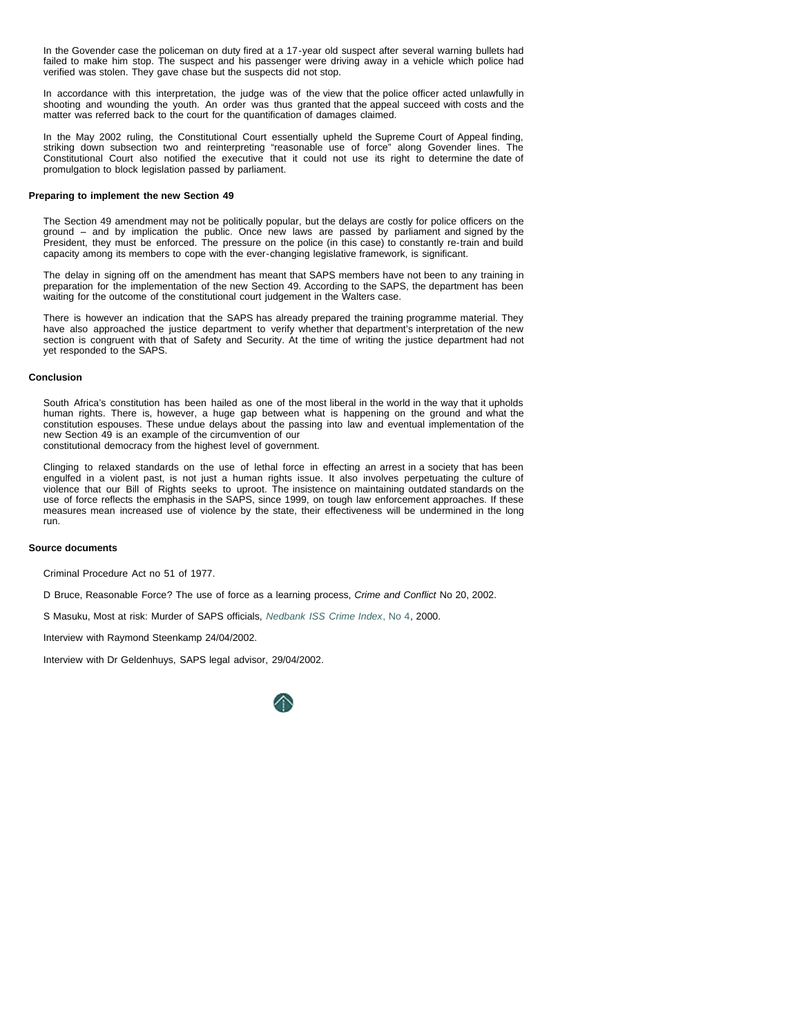In the Govender case the policeman on duty fired at a 17-year old suspect after several warning bullets had failed to make him stop. The suspect and his passenger were driving away in a vehicle which police had verified was stolen. They gave chase but the suspects did not stop.

In accordance with this interpretation, the judge was of the view that the police officer acted unlawfully in shooting and wounding the youth. An order was thus granted that the appeal succeed with costs and the matter was referred back to the court for the quantification of damages claimed.

In the May 2002 ruling, the Constitutional Court essentially upheld the Supreme Court of Appeal finding, striking down subsection two and reinterpreting "reasonable use of force" along Govender lines. The Constitutional Court also notified the executive that it could not use its right to determine the date of promulgation to block legislation passed by parliament.

**Preparing to implement the new Section 49**

The Section 49 amendment may not be politically popular, but the delays are costly for police officers on the ground – and by implication the public. Once new laws are passed by parliament and signed by the President, they must be enforced. The pressure on the police (in this case) to constantly re-train and build capacity among its members to cope with the ever-changing legislative framework, is significant.

The delay in signing off on the amendment has meant that SAPS members have not been to any training in preparation for the implementation of the new Section 49. According to the SAPS, the department has been waiting for the outcome of the constitutional court judgement in the Walters case.

There is however an indication that the SAPS has already prepared the training programme material. They have also approached the justice department to verify whether that department's interpretation of the new section is congruent with that of Safety and Security. At the time of writing the justice department had not yet responded to the SAPS.

**Conclusion**

South Africa's constitution has been hailed as one of the most liberal in the world in the way that it upholds human rights. There is, however, a huge gap between what is happening on the ground and what the constitution espouses. These undue delays about the passing into law and eventual implementation of the new Section 49 is an example of the circumvention of our constitutional democracy from the highest level of government.

Clinging to relaxed standards on the use of lethal force in effecting an arrest in a society that has been engulfed in a violent past, is not just a human rights issue. It also involves perpetuating the culture of violence that our Bill of Rights seeks to uproot. The insistence on maintaining outdated standards on the use of force reflects the emphasis in the SAPS, since 1999, on tough law enforcement approaches. If these measures mean increased use of violence by the state, their effectiveness will be undermined in the long run.

**Source documents**

Criminal Procedure Act no 51 of 1977.

D Bruce, Reasonable Force? The use of force as a learning process, *Crime and Conflict* No 20, 2002.

S Masuku, Most at risk: Murder of SAPS officials, *Nedbank ISS Crime Index*, No 4, 2000.

Interview with Raymond Steenkamp 24/04/2002.

Interview with Dr Geldenhuys, SAPS legal advisor, 29/04/2002.